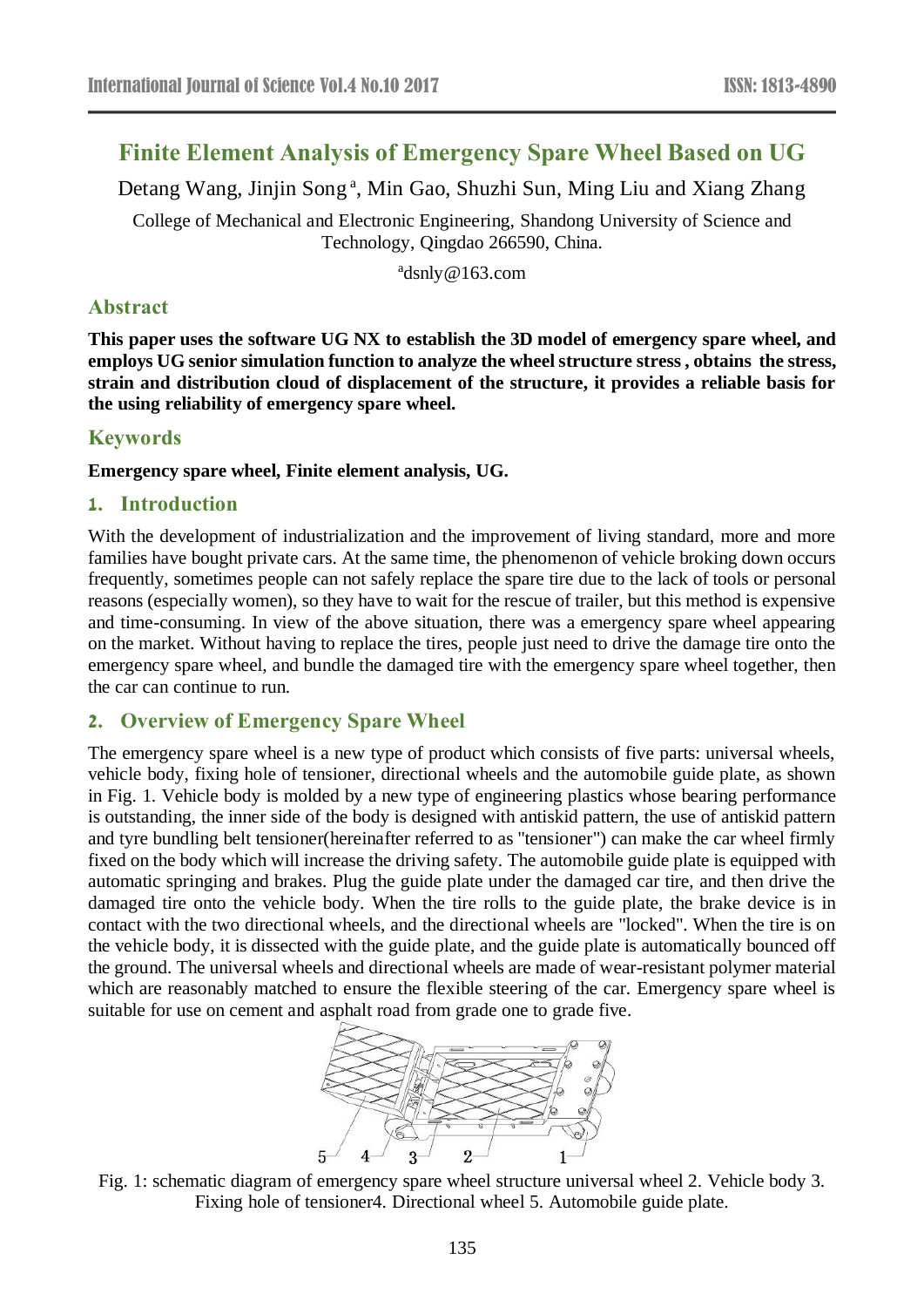# Finite Element Analysis of Emergency Spare Wheel Based on UG

Detang Wang, Jinjin Song [a], Min Gao, Shuzhi Sun, Ming Liu and Xiang Zhang

College of Mechanical and Electronic Engineering, Shandong University of Science and Technology, Qingdao 266590, China.

[a]dsnly@163.com

## Abstract

**This paper uses the software UG NX to establish the 3D model of emergency spare wheel, and employs UG senior simulation function to analyze the wheel structure stress , obtains the stress, strain and distribution cloud of displacement of the structure, it provides a reliable basis for the using reliability of emergency spare wheel.**

## Keywords

**Emergency spare wheel, Finite element analysis, UG.**

## 1. Introduction

With the development of industrialization and the improvement of living standard, more and more families have bought private cars. At the same time, the phenomenon of vehicle broking down occurs frequently, sometimes people can not safely replace the spare tire due to the lack of tools or personal reasons (especially women), so they have to wait for the rescue of trailer, but this method is expensive and time-consuming. In view of the above situation, there was a emergency spare wheel appearing on the market. Without having to replace the tires, people just need to drive the damage tire onto the emergency spare wheel, and bundle the damaged tire with the emergency spare wheel together, then the car can continue to run.

## 2. Overview of Emergency Spare Wheel

The emergency spare wheel is a new type of product which consists of five parts: universal wheels, vehicle body, fixing hole of tensioner, directional wheels and the automobile guide plate, as shown in Fig. 1. Vehicle body is molded by a new type of engineering plastics whose bearing performance is outstanding, the inner side of the body is designed with antiskid pattern, the use of antiskid pattern and tyre bundling belt tensioner(hereinafter referred to as "tensioner") can make the car wheel firmly fixed on the body which will increase the driving safety. The automobile guide plate is equipped with automatic springing and brakes. Plug the guide plate under the damaged car tire, and then drive the damaged tire onto the vehicle body. When the tire rolls to the guide plate, the brake device is in contact with the two directional wheels, and the directional wheels are "locked". When the tire is on the vehicle body, it is dissected with the guide plate, and the guide plate is automatically bounced off the ground. The universal wheels and directional wheels are made of wear-resistant polymer material which are reasonably matched to ensure the flexible steering of the car. Emergency spare wheel is suitable for use on cement and asphalt road from grade one to grade five.

5 4 3 2 1

Fig. 1: schematic diagram of emergency spare wheel structure universal wheel 2. Vehicle body 3. Fixing hole of tensioner4. Directional wheel 5. Automobile guide plate.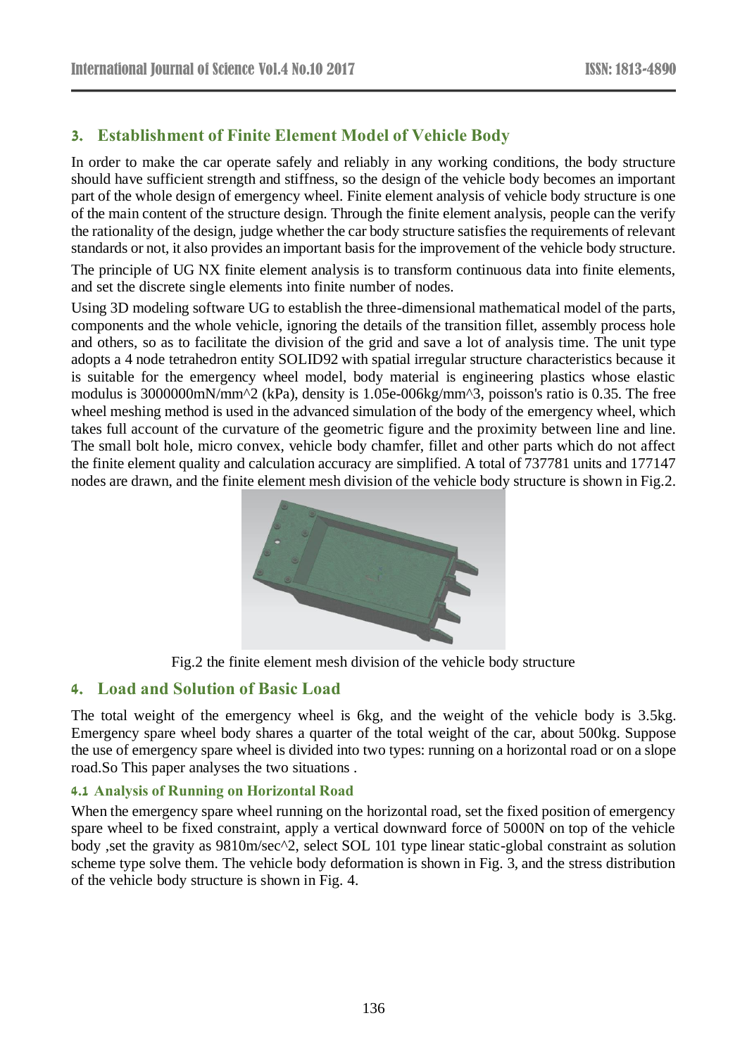## 3. Establishment of Finite Element Model of Vehicle Body

In order to make the car operate safely and reliably in any working conditions, the body structure should have sufficient strength and stiffness, so the design of the vehicle body becomes an important part of the whole design of emergency wheel. Finite element analysis of vehicle body structure is one of the main content of the structure design. Through the finite element analysis, people can the verify the rationality of the design, judge whether the car body structure satisfies the requirements of relevant standards or not, it also provides an important basis for the improvement of the vehicle body structure.

The principle of UG NX finite element analysis is to transform continuous data into finite elements, and set the discrete single elements into finite number of nodes.

Using 3D modeling software UG to establish the three-dimensional mathematical model of the parts, components and the whole vehicle, ignoring the details of the transition fillet, assembly process hole and others, so as to facilitate the division of the grid and save a lot of analysis time. The unit type adopts a 4 node tetrahedron entity SOLID92 with spatial irregular structure characteristics because it is suitable for the emergency wheel model, body material is engineering plastics whose elastic modulus is 3000000mN/mm^2 (kPa), density is 1.05e-006kg/mm^3, poisson's ratio is 0.35. The free wheel meshing method is used in the advanced simulation of the body of the emergency wheel, which takes full account of the curvature of the geometric figure and the proximity between line and line. The small bolt hole, micro convex, vehicle body chamfer, fillet and other parts which do not affect the finite element quality and calculation accuracy are simplified. A total of 737781 units and 177147 nodes are drawn, and the finite element mesh division of the vehicle body structure is shown in Fig.2.

Fig.2 the finite element mesh division of the vehicle body structure

## 4. Load and Solution of Basic Load

The total weight of the emergency wheel is 6kg, and the weight of the vehicle body is 3.5kg. Emergency spare wheel body shares a quarter of the total weight of the car, about 500kg. Suppose the use of emergency spare wheel is divided into two types: running on a horizontal road or on a slope road.So This paper analyses the two situations .

### 4.1 Analysis of Running on Horizontal Road

When the emergency spare wheel running on the horizontal road, set the fixed position of emergency spare wheel to be fixed constraint, apply a vertical downward force of 5000N on top of the vehicle body ,set the gravity as 9810m/sec^2, select SOL 101 type linear static-global constraint as solution scheme type solve them. The vehicle body deformation is shown in Fig. 3, and the stress distribution of the vehicle body structure is shown in Fig. 4.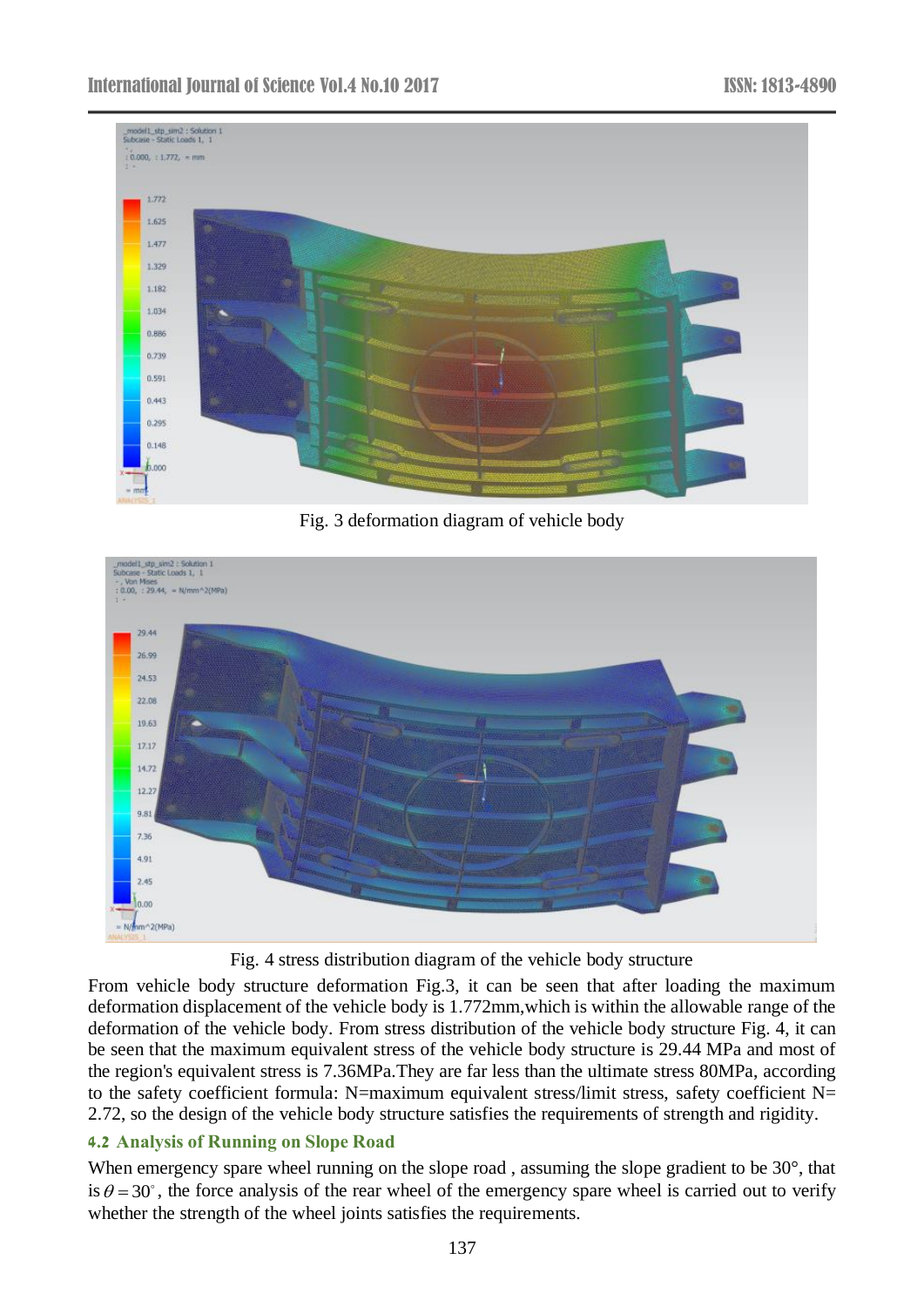_model1_stp_sim2 : Solution 1
Subcase - Static Loads 1, 1
: 0.000, : 1.772, = mm

1.772
1.625
1.477
1.329
1.182
1.034
0.886
0.739
0.591
0.443
0.295
0.148
0.000
= mm

Fig. 3 deformation diagram of vehicle body

_model1_stp_sim2 : Solution 1
Subcase - Static Loads 1, 1
, Von Mises
: 0.00, : 29.44, = N/mm^2(MPa)

29.44
26.99
24.53
22.08
19.63
17.17
14.72
12.27
9.81
7.36
4.91
2.45
0.00
= N/mm^2(MPa)

Fig. 4 stress distribution diagram of the vehicle body structure

From vehicle body structure deformation Fig.3, it can be seen that after loading the maximum deformation displacement of the vehicle body is 1.772mm,which is within the allowable range of the deformation of the vehicle body. From stress distribution of the vehicle body structure Fig. 4, it can be seen that the maximum equivalent stress of the vehicle body structure is 29.44 MPa and most of the region's equivalent stress is 7.36MPa.They are far less than the ultimate stress 80MPa, according to the safety coefficient formula: N=maximum equivalent stress/limit stress, safety coefficient N= 2.72, so the design of the vehicle body structure satisfies the requirements of strength and rigidity.

## 4.2 Analysis of Running on Slope Road

When emergency spare wheel running on the slope road , assuming the slope gradient to be 30°, that is $\theta = 30^{\circ}$, the force analysis of the rear wheel of the emergency spare wheel is carried out to verify whether the strength of the wheel joints satisfies the requirements.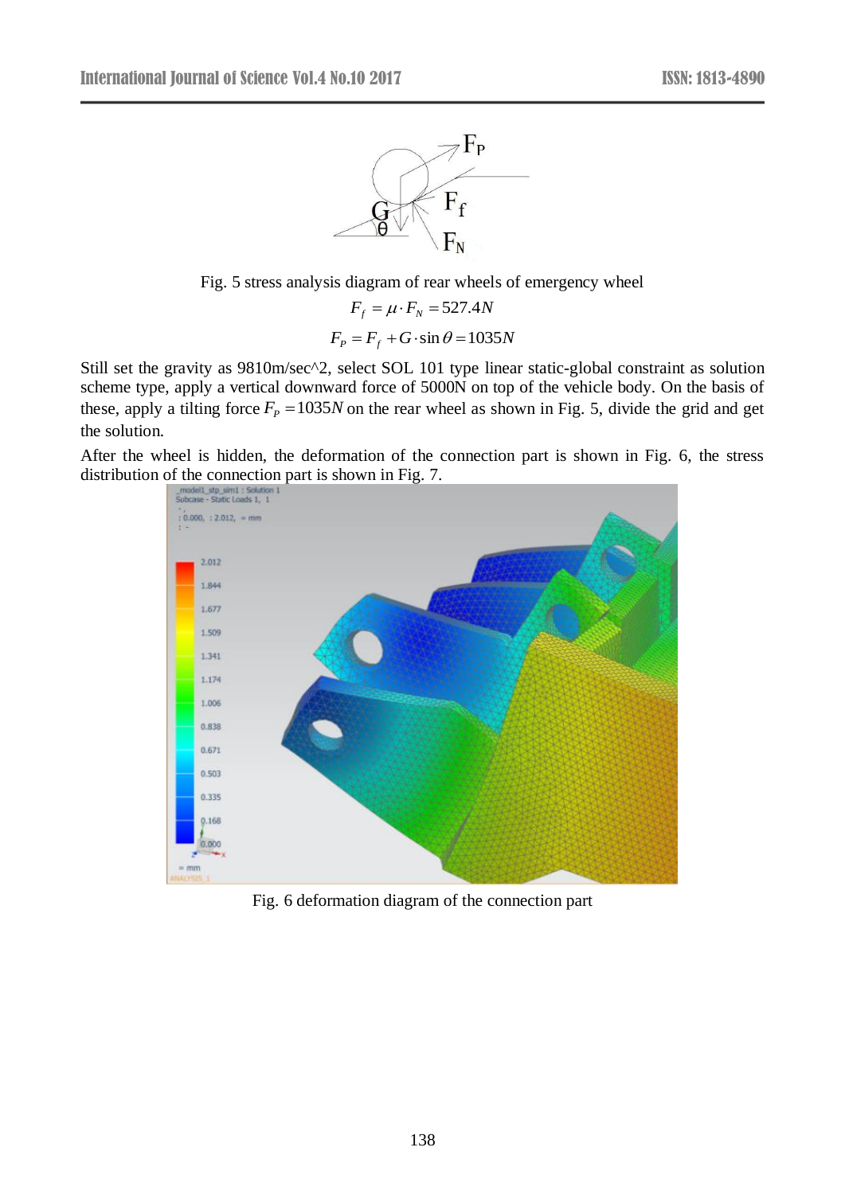Fig. 5 stress analysis diagram of rear wheels of emergency wheel

$$F_f = \mu \cdot F_N = 527.4N$$

$$F_P = F_f + G \cdot \sin\theta = 1035N$$

Still set the gravity as 9810m/sec^2, select SOL 101 type linear static-global constraint as solution scheme type, apply a vertical downward force of 5000N on top of the vehicle body. On the basis of these, apply a tilting force $F_P = 1035N$ on the rear wheel as shown in Fig. 5, divide the grid and get the solution.

After the wheel is hidden, the deformation of the connection part is shown in Fig. 6, the stress distribution of the connection part is shown in Fig. 7.

Fig. 6 deformation diagram of the connection part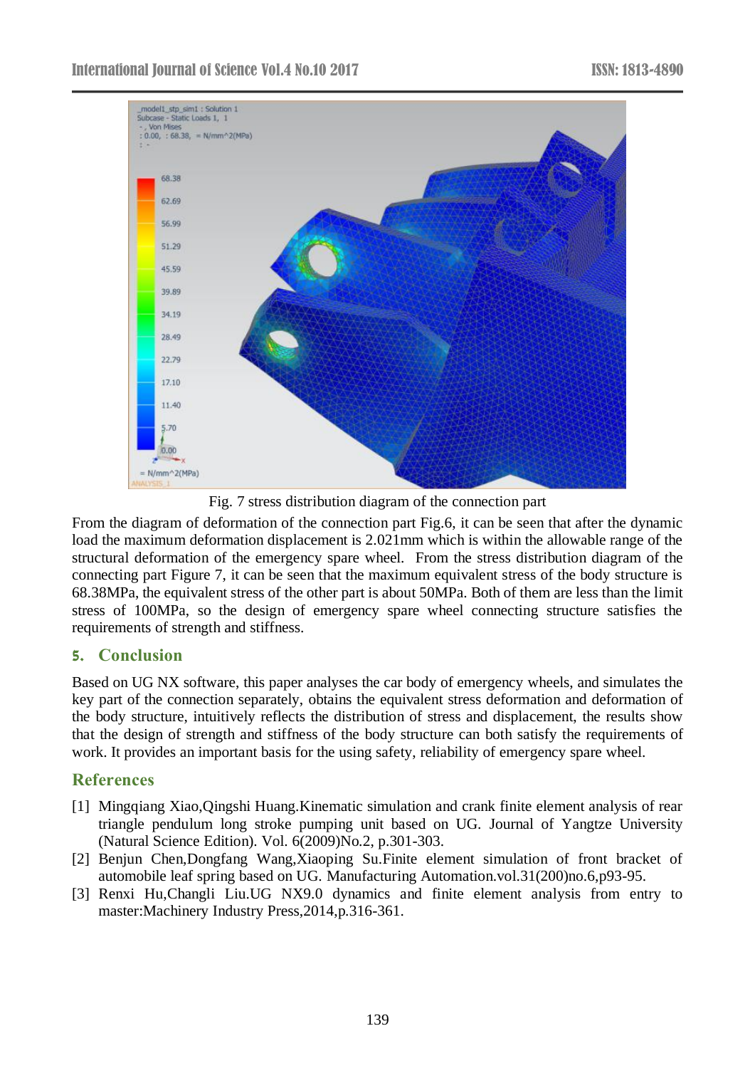Fig. 7 stress distribution diagram of the connection part

From the diagram of deformation of the connection part Fig.6, it can be seen that after the dynamic load the maximum deformation displacement is 2.021mm which is within the allowable range of the structural deformation of the emergency spare wheel. From the stress distribution diagram of the connecting part Figure 7, it can be seen that the maximum equivalent stress of the body structure is 68.38MPa, the equivalent stress of the other part is about 50MPa. Both of them are less than the limit stress of 100MPa, so the design of emergency spare wheel connecting structure satisfies the requirements of strength and stiffness.

## 5. Conclusion

Based on UG NX software, this paper analyses the car body of emergency wheels, and simulates the key part of the connection separately, obtains the equivalent stress deformation and deformation of the body structure, intuitively reflects the distribution of stress and displacement, the results show that the design of strength and stiffness of the body structure can both satisfy the requirements of work. It provides an important basis for the using safety, reliability of emergency spare wheel.

## References

[1] Mingqiang Xiao,Qingshi Huang.Kinematic simulation and crank finite element analysis of rear triangle pendulum long stroke pumping unit based on UG. Journal of Yangtze University (Natural Science Edition). Vol. 6(2009)No.2, p.301-303.

[2] Benjun Chen,Dongfang Wang,Xiaoping Su.Finite element simulation of front bracket of automobile leaf spring based on UG. Manufacturing Automation.vol.31(200)no.6,p93-95.

[3] Renxi Hu,Changli Liu.UG NX9.0 dynamics and finite element analysis from entry to master:Machinery Industry Press,2014,p.316-361.